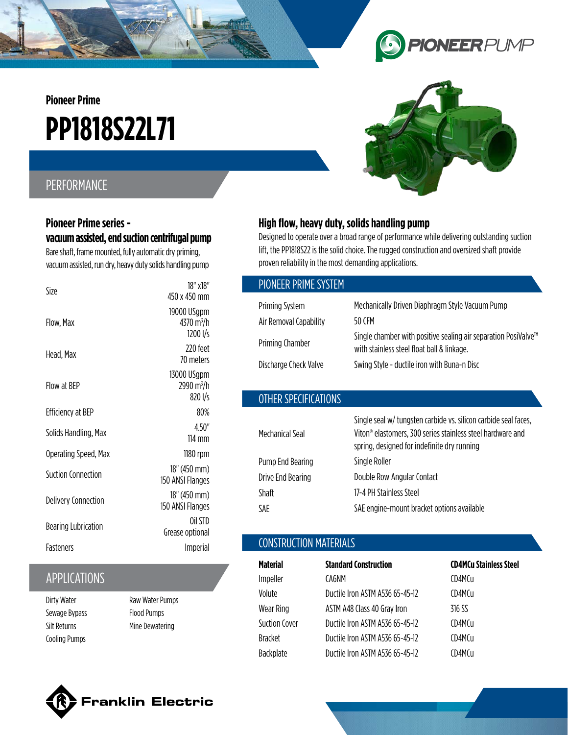Pioneer Prime

# PP1818S22L71

## PERFORMANCE

### Pioneer Prime series - vacuum assisted, end suction centrifugal pump

Bare shaft, frame mounted, fully automatic dry priming, vacuum assisted, run dry, heavy duty solids handling pump

| | |
|---|---|
| Size | 18" x18"<br>450 x 450 mm |
| Flow, Max | 19000 USgpm<br>4370 m³/h<br>1200 l/s |
| Head, Max | 220 feet<br>70 meters |
| Flow at BEP | 13000 USgpm<br>2990 m³/h<br>820 l/s |
| Efficiency at BEP | 80% |
| Solids Handling, Max | 4.50"<br>114 mm |
| Operating Speed, Max | 1180 rpm |
| Suction Connection | 18" (450 mm)<br>150 ANSI Flanges |
| Delivery Connection | 18" (450 mm)<br>150 ANSI Flanges |
| Bearing Lubrication | Oil STD<br>Grease optional |
| Fasteners | Imperial |

## APPLICATIONS

- Dirty Water
- Sewage Bypass
- Silt Returns
- Cooling Pumps
- Raw Water Pumps
- Flood Pumps
- Mine Dewatering

### High flow, heavy duty, solids handling pump

Designed to operate over a broad range of performance while delivering outstanding suction lift, the PP1818S22 is the solid choice. The rugged construction and oversized shaft provide proven reliability in the most demanding applications.

## PIONEER PRIME SYSTEM

| | |
|---|---|
| Priming System | Mechanically Driven Diaphragm Style Vacuum Pump |
| Air Removal Capability | 50 CFM |
| Priming Chamber | Single chamber with positive sealing air separation PosiValve™ with stainless steel float ball & linkage. |
| Discharge Check Valve | Swing Style - ductile iron with Buna-n Disc |

## OTHER SPECIFICATIONS

| | |
|---|---|
| Mechanical Seal | Single seal w/ tungsten carbide vs. silicon carbide seal faces, Viton® elastomers, 300 series stainless steel hardware and spring, designed for indefinite dry running |
| Pump End Bearing | Single Roller |
| Drive End Bearing | Double Row Angular Contact |
| Shaft | 17-4 PH Stainless Steel |
| SAE | SAE engine-mount bracket options available |

## CONSTRUCTION MATERIALS

| Material | Standard Construction | CD4MCu Stainless Steel |
|---|---|---|
| Impeller | CA6NM | CD4MCu |
| Volute | Ductile Iron ASTM A536 65-45-12 | CD4MCu |
| Wear Ring | ASTM A48 Class 40 Gray Iron | 316 SS |
| Suction Cover | Ductile Iron ASTM A536 65-45-12 | CD4MCu |
| Bracket | Ductile Iron ASTM A536 65-45-12 | CD4MCu |
| Backplate | Ductile Iron ASTM A536 65-45-12 | CD4MCu |

Franklin Electric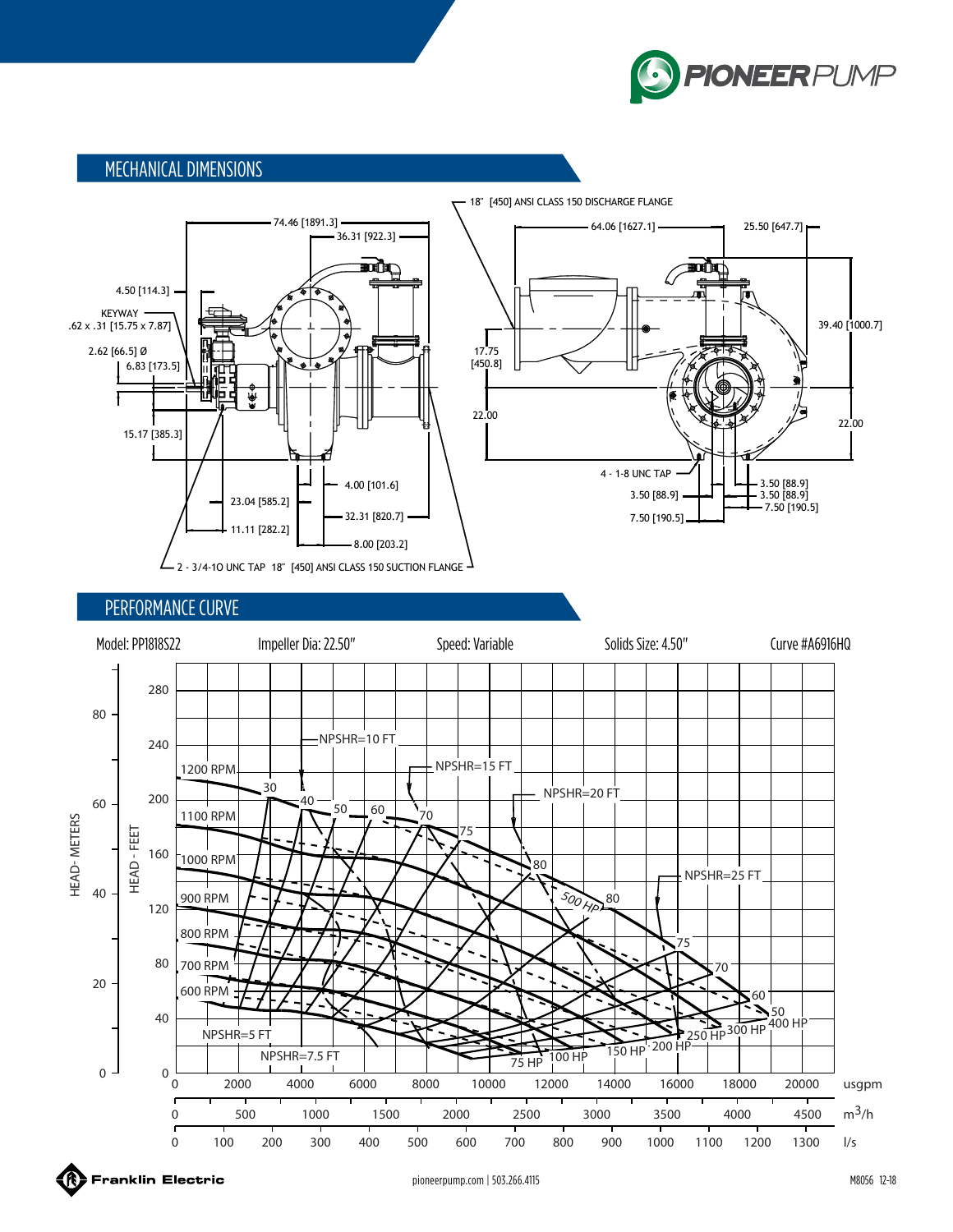## MECHANICAL DIMENSIONS

18" [450] ANSI CLASS 150 DISCHARGE FLANGE

74.46 [1891.3]

36.31 [922.3]

64.06 [1627.1]

25.50 [647.7]

4.50 [114.3]

KEYWAY
.62 x .31 [15.75 x 7.87]

2.62 [66.5] Ø

6.83 [173.5]

39.40 [1000.7]

17.75
[450.8]

22.00

22.00

15.17 [385.3]

4 - 1-8 UNC TAP

3.50 [88.9]

3.50 [88.9]

3.50 [88.9]

7.50 [190.5]

7.50 [190.5]

4.00 [101.6]

23.04 [585.2]

32.31 [820.7]

11.11 [282.2]

8.00 [203.2]

2 - 3/4-10 UNC TAP 18" [450] ANSI CLASS 150 SUCTION FLANGE

## PERFORMANCE CURVE

Model: PP1818S22 Impeller Dia: 22.50" Speed: Variable Solids Size: 4.50" Curve #A6916HQ

HEAD - METERS

HEAD - FEET

1200 RPM

1100 RPM

1000 RPM

900 RPM

800 RPM

700 RPM

600 RPM

NPSHR=5 FT

NPSHR=7.5 FT

NPSHR=10 FT

NPSHR=15 FT

NPSHR=20 FT

NPSHR=25 FT

30 40 50 60 70 75 80 80 75 70 60 50

500 HP

75 HP 100 HP 150 HP 200 HP 250 HP 300 HP 400 HP

usgpm

m3/h

l/s

pioneerpump.com | 503.266.4115

M8056 12-18